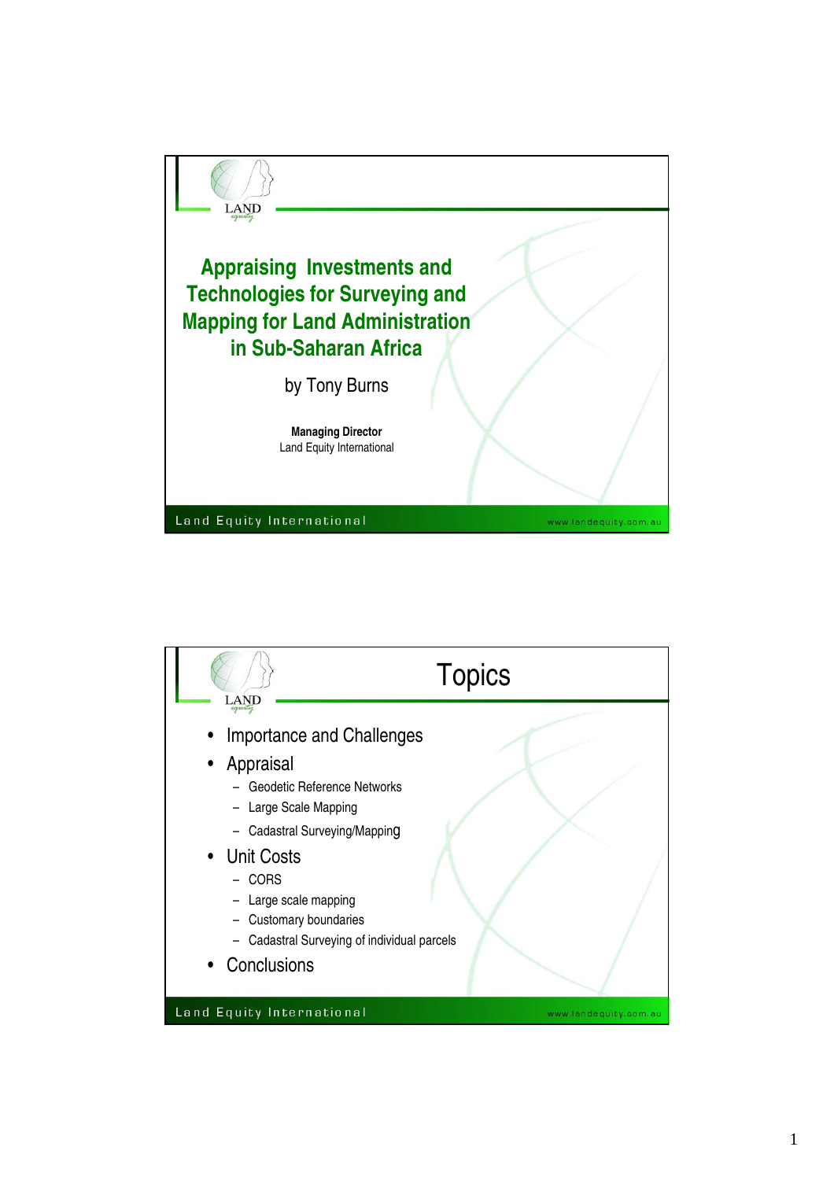# Appraising Investments and Technologies for Surveying and Mapping for Land Administration in Sub-Saharan Africa

by Tony Burns

**Managing Director**
Land Equity International

## Topics

- Importance and Challenges
- Appraisal
  - Geodetic Reference Networks
  - Large Scale Mapping
  - Cadastral Surveying/Mapping
- Unit Costs
  - CORS
  - Large scale mapping
  - Customary boundaries
  - Cadastral Surveying of individual parcels
- Conclusions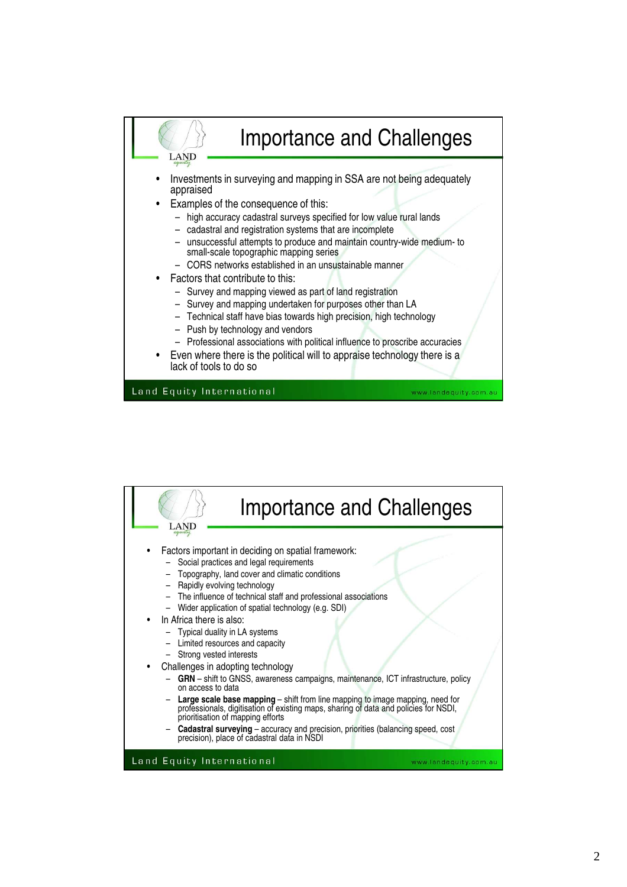# Importance and Challenges

- Investments in surveying and mapping in SSA are not being adequately appraised
- Examples of the consequence of this:
  - high accuracy cadastral surveys specified for low value rural lands
  - cadastral and registration systems that are incomplete
  - unsuccessful attempts to produce and maintain country-wide medium- to small-scale topographic mapping series
  - CORS networks established in an unsustainable manner
- Factors that contribute to this:
  - Survey and mapping viewed as part of land registration
  - Survey and mapping undertaken for purposes other than LA
  - Technical staff have bias towards high precision, high technology
  - Push by technology and vendors
  - Professional associations with political influence to proscribe accuracies
- Even where there is the political will to appraise technology there is a lack of tools to do so

Land Equity International — www.landequity.com.au

# Importance and Challenges

- Factors important in deciding on spatial framework:
  - Social practices and legal requirements
  - Topography, land cover and climatic conditions
  - Rapidly evolving technology
  - The influence of technical staff and professional associations
  - Wider application of spatial technology (e.g. SDI)
- In Africa there is also:
  - Typical duality in LA systems
  - Limited resources and capacity
  - Strong vested interests
- Challenges in adopting technology
  - **GRN** – shift to GNSS, awareness campaigns, maintenance, ICT infrastructure, policy on access to data
  - **Large scale base mapping** – shift from line mapping to image mapping, need for professionals, digitisation of existing maps, sharing of data and policies for NSDI, prioritisation of mapping efforts
  - **Cadastral surveying** – accuracy and precision, priorities (balancing speed, cost precision), place of cadastral data in NSDI

Land Equity International — www.landequity.com.au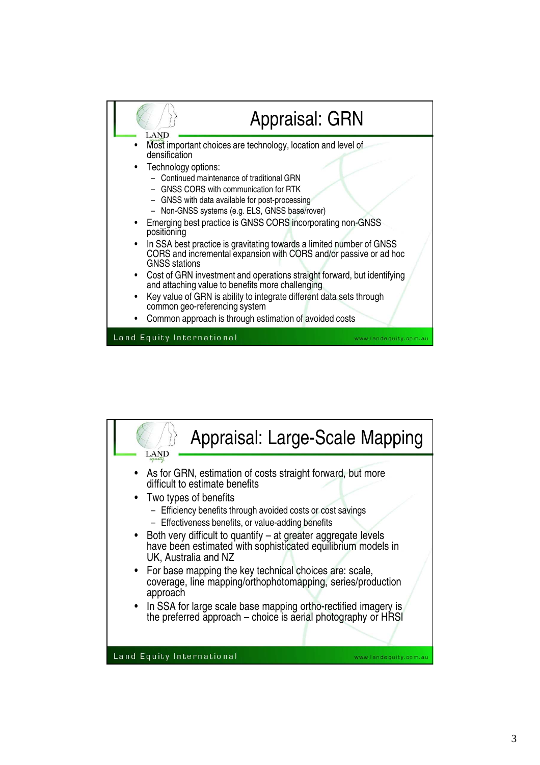## Appraisal: GRN

- Most important choices are technology, location and level of densification
- Technology options:
  - Continued maintenance of traditional GRN
  - GNSS CORS with communication for RTK
  - GNSS with data available for post-processing
  - Non-GNSS systems (e.g. ELS, GNSS base/rover)
- Emerging best practice is GNSS CORS incorporating non-GNSS positioning
- In SSA best practice is gravitating towards a limited number of GNSS CORS and incremental expansion with CORS and/or passive or ad hoc GNSS stations
- Cost of GRN investment and operations straight forward, but identifying and attaching value to benefits more challenging
- Key value of GRN is ability to integrate different data sets through common geo-referencing system
- Common approach is through estimation of avoided costs

Land Equity International www.landequity.com.au

## Appraisal: Large-Scale Mapping

- As for GRN, estimation of costs straight forward, but more difficult to estimate benefits
- Two types of benefits
  - Efficiency benefits through avoided costs or cost savings
  - Effectiveness benefits, or value-adding benefits
- Both very difficult to quantify – at greater aggregate levels have been estimated with sophisticated equilibrium models in UK, Australia and NZ
- For base mapping the key technical choices are: scale, coverage, line mapping/orthophotomapping, series/production approach
- In SSA for large scale base mapping ortho-rectified imagery is the preferred approach – choice is aerial photography or HRSI

Land Equity International www.landequity.com.au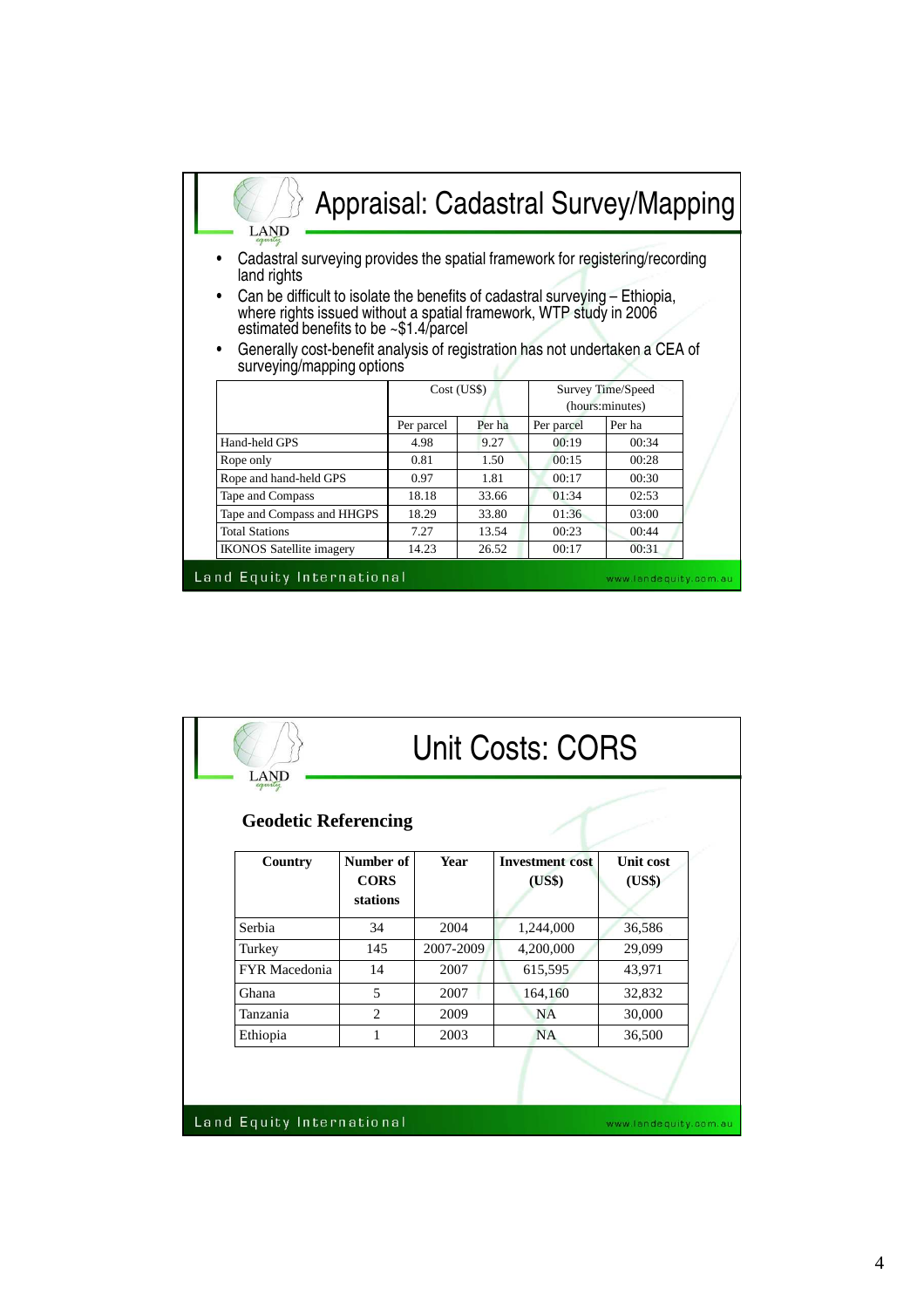# Appraisal: Cadastral Survey/Mapping

- Cadastral surveying provides the spatial framework for registering/recording land rights
- Can be difficult to isolate the benefits of cadastral surveying – Ethiopia, where rights issued without a spatial framework, WTP study in 2006 estimated benefits to be ~$1.4/parcel
- Generally cost-benefit analysis of registration has not undertaken a CEA of surveying/mapping options

| | Cost (US$) | | Survey Time/Speed (hours:minutes) | |
|---|---|---|---|---|
| | Per parcel | Per ha | Per parcel | Per ha |
| Hand-held GPS | 4.98 | 9.27 | 00:19 | 00:34 |
| Rope only | 0.81 | 1.50 | 00:15 | 00:28 |
| Rope and hand-held GPS | 0.97 | 1.81 | 00:17 | 00:30 |
| Tape and Compass | 18.18 | 33.66 | 01:34 | 02:53 |
| Tape and Compass and HHGPS | 18.29 | 33.80 | 01:36 | 03:00 |
| Total Stations | 7.27 | 13.54 | 00:23 | 00:44 |
| IKONOS Satellite imagery | 14.23 | 26.52 | 00:17 | 00:31 |

# Unit Costs: CORS

**Geodetic Referencing**

| Country | Number of CORS stations | Year | Investment cost (US$) | Unit cost (US$) |
|---|---|---|---|---|
| Serbia | 34 | 2004 | 1,244,000 | 36,586 |
| Turkey | 145 | 2007-2009 | 4,200,000 | 29,099 |
| FYR Macedonia | 14 | 2007 | 615,595 | 43,971 |
| Ghana | 5 | 2007 | 164,160 | 32,832 |
| Tanzania | 2 | 2009 | NA | 30,000 |
| Ethiopia | 1 | 2003 | NA | 36,500 |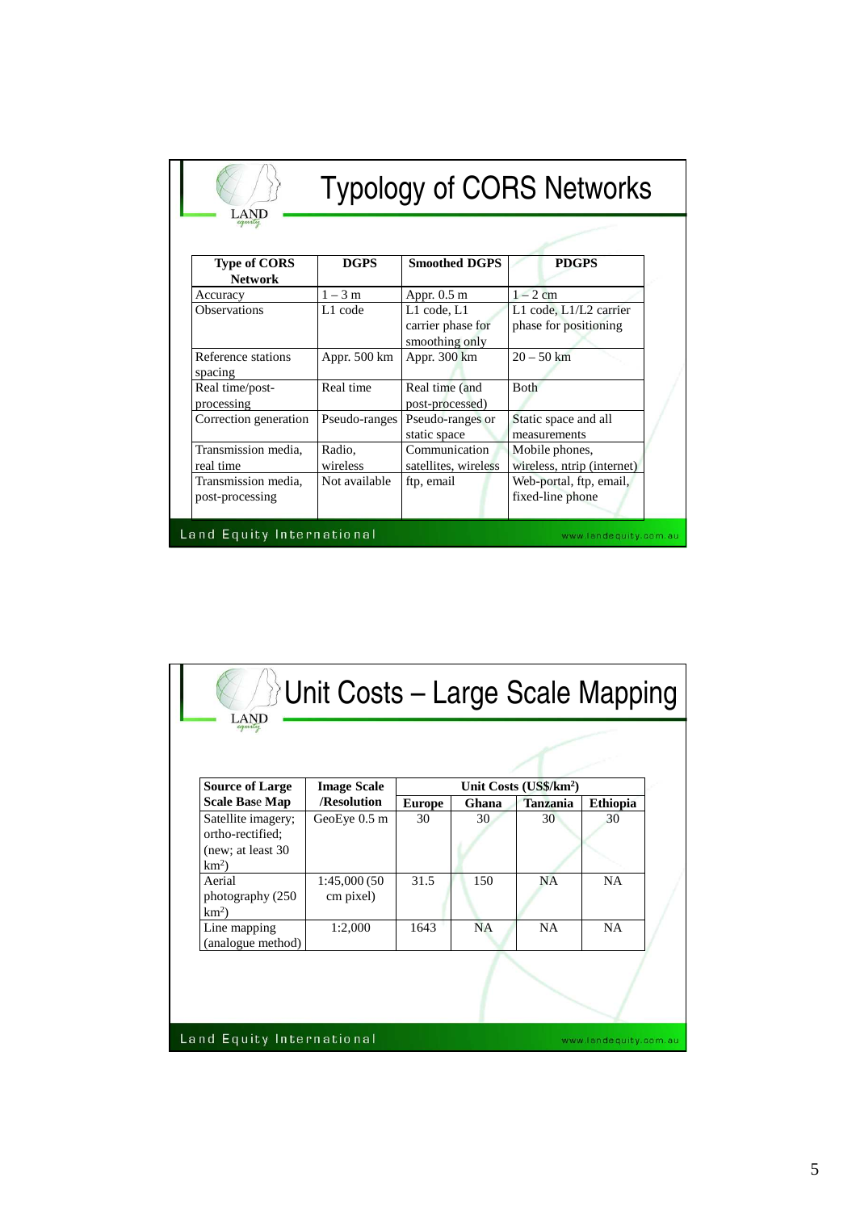# Typology of CORS Networks

| Type of CORS Network | DGPS | Smoothed DGPS | PDGPS |
|---|---|---|---|
| Accuracy | 1 – 3 m | Appr. 0.5 m | 1 – 2 cm |
| Observations | L1 code | L1 code, L1 carrier phase for smoothing only | L1 code, L1/L2 carrier phase for positioning |
| Reference stations spacing | Appr. 500 km | Appr. 300 km | 20 – 50 km |
| Real time/post-processing | Real time | Real time (and post-processed) | Both |
| Correction generation | Pseudo-ranges | Pseudo-ranges or static space | Static space and all measurements |
| Transmission media, real time | Radio, wireless | Communication satellites, wireless | Mobile phones, wireless, ntrip (internet) |
| Transmission media, post-processing | Not available | ftp, email | Web-portal, ftp, email, fixed-line phone |

Land Equity International — www.landequity.com.au

# Unit Costs – Large Scale Mapping

| Source of Large Scale Base Map | Image Scale /Resolution | Unit Costs (US$/km$^2$) | | | |
|---|---|---|---|---|---|
| | | Europe | Ghana | Tanzania | Ethiopia |
| Satellite imagery; ortho-rectified; (new; at least 30 km$^2$) | GeoEye 0.5 m | 30 | 30 | 30 | 30 |
| Aerial photography (250 km$^2$) | 1:45,000 (50 cm pixel) | 31.5 | 150 | NA | NA |
| Line mapping (analogue method) | 1:2,000 | 1643 | NA | NA | NA |

Land Equity International — www.landequity.com.au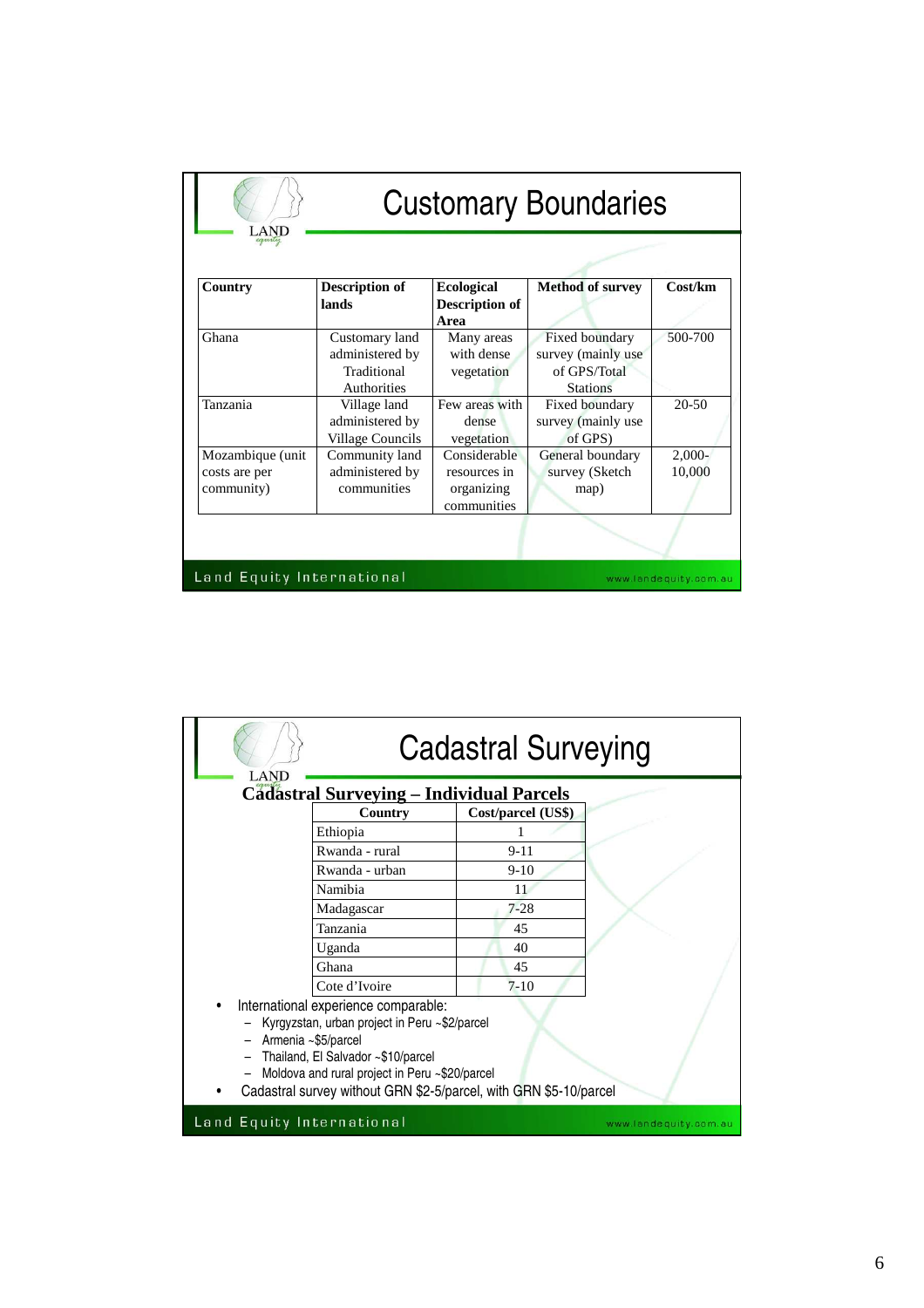# Customary Boundaries

| Country | Description of lands | Ecological Description of Area | Method of survey | Cost/km |
|---|---|---|---|---|
| Ghana | Customary land administered by Traditional Authorities | Many areas with dense vegetation | Fixed boundary survey (mainly use of GPS/Total Stations | 500-700 |
| Tanzania | Village land administered by Village Councils | Few areas with dense vegetation | Fixed boundary survey (mainly use of GPS) | 20-50 |
| Mozambique (unit costs are per community) | Community land administered by communities | Considerable resources in organizing communities | General boundary survey (Sketch map) | 2,000-10,000 |

Land Equity International

# Cadastral Surveying

## Cadastral Surveying – Individual Parcels

| Country | Cost/parcel (US$) |
|---|---|
| Ethiopia | 1 |
| Rwanda - rural | 9-11 |
| Rwanda - urban | 9-10 |
| Namibia | 11 |
| Madagascar | 7-28 |
| Tanzania | 45 |
| Uganda | 40 |
| Ghana | 45 |
| Cote d'Ivoire | 7-10 |

- International experience comparable:
  - Kyrgyzstan, urban project in Peru ~$2/parcel
  - Armenia ~$5/parcel
  - Thailand, El Salvador ~$10/parcel
  - Moldova and rural project in Peru ~$20/parcel
- Cadastral survey without GRN $2-5/parcel, with GRN $5-10/parcel

Land Equity International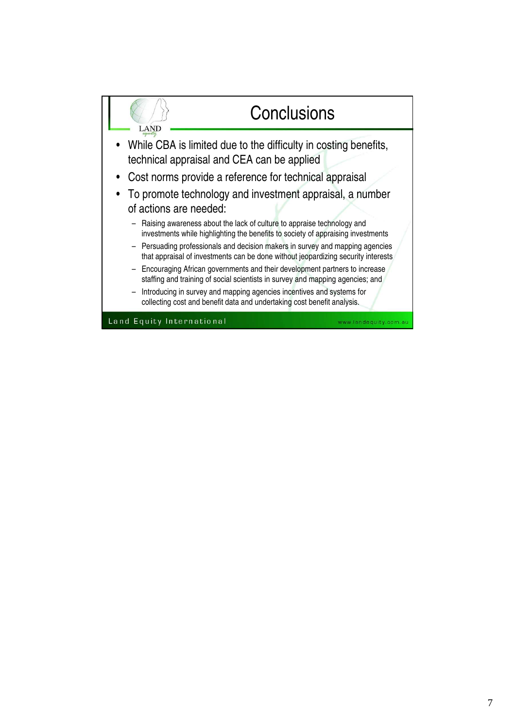# Conclusions

- While CBA is limited due to the difficulty in costing benefits, technical appraisal and CEA can be applied
- Cost norms provide a reference for technical appraisal
- To promote technology and investment appraisal, a number of actions are needed:
  - Raising awareness about the lack of culture to appraise technology and investments while highlighting the benefits to society of appraising investments
  - Persuading professionals and decision makers in survey and mapping agencies that appraisal of investments can be done without jeopardizing security interests
  - Encouraging African governments and their development partners to increase staffing and training of social scientists in survey and mapping agencies; and
  - Introducing in survey and mapping agencies incentives and systems for collecting cost and benefit data and undertaking cost benefit analysis.

Land Equity International

www.landequity.com.au